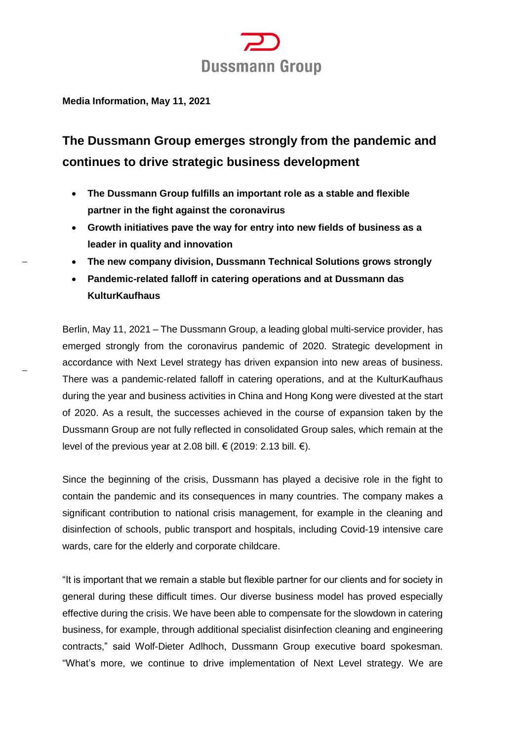Dussmann Group

**Media Information, May 11, 2021**

## The Dussmann Group emerges strongly from the pandemic and continues to drive strategic business development

- **The Dussmann Group fulfills an important role as a stable and flexible partner in the fight against the coronavirus**
- **Growth initiatives pave the way for entry into new fields of business as a leader in quality and innovation**
- **The new company division, Dussmann Technical Solutions grows strongly**
- **Pandemic-related falloff in catering operations and at Dussmann das KulturKaufhaus**

Berlin, May 11, 2021 – The Dussmann Group, a leading global multi-service provider, has emerged strongly from the coronavirus pandemic of 2020. Strategic development in accordance with Next Level strategy has driven expansion into new areas of business. There was a pandemic-related falloff in catering operations, and at the KulturKaufhaus during the year and business activities in China and Hong Kong were divested at the start of 2020. As a result, the successes achieved in the course of expansion taken by the Dussmann Group are not fully reflected in consolidated Group sales, which remain at the level of the previous year at 2.08 bill. € (2019: 2.13 bill. €).

Since the beginning of the crisis, Dussmann has played a decisive role in the fight to contain the pandemic and its consequences in many countries. The company makes a significant contribution to national crisis management, for example in the cleaning and disinfection of schools, public transport and hospitals, including Covid-19 intensive care wards, care for the elderly and corporate childcare.

"It is important that we remain a stable but flexible partner for our clients and for society in general during these difficult times. Our diverse business model has proved especially effective during the crisis. We have been able to compensate for the slowdown in catering business, for example, through additional specialist disinfection cleaning and engineering contracts," said Wolf-Dieter Adlhoch, Dussmann Group executive board spokesman. "What's more, we continue to drive implementation of Next Level strategy. We are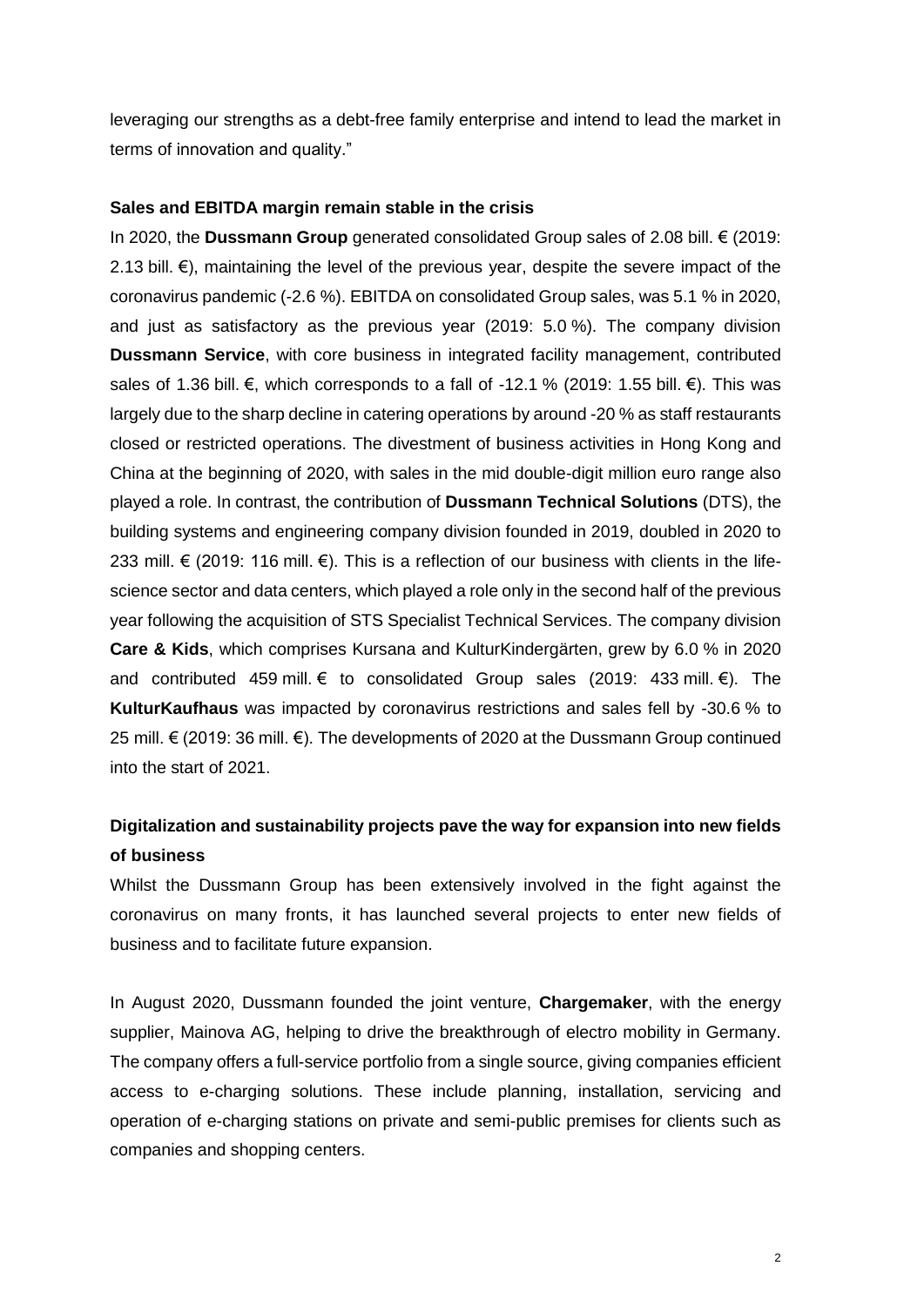leveraging our strengths as a debt-free family enterprise and intend to lead the market in terms of innovation and quality."

**Sales and EBITDA margin remain stable in the crisis**

In 2020, the **Dussmann Group** generated consolidated Group sales of 2.08 bill. € (2019: 2.13 bill. €), maintaining the level of the previous year, despite the severe impact of the coronavirus pandemic (-2.6 %). EBITDA on consolidated Group sales, was 5.1 % in 2020, and just as satisfactory as the previous year (2019: 5.0 %). The company division **Dussmann Service**, with core business in integrated facility management, contributed sales of 1.36 bill. €, which corresponds to a fall of -12.1 % (2019: 1.55 bill. €). This was largely due to the sharp decline in catering operations by around -20 % as staff restaurants closed or restricted operations. The divestment of business activities in Hong Kong and China at the beginning of 2020, with sales in the mid double-digit million euro range also played a role. In contrast, the contribution of **Dussmann Technical Solutions** (DTS), the building systems and engineering company division founded in 2019, doubled in 2020 to 233 mill. € (2019: 116 mill. €). This is a reflection of our business with clients in the life-science sector and data centers, which played a role only in the second half of the previous year following the acquisition of STS Specialist Technical Services. The company division **Care & Kids**, which comprises Kursana and KulturKindergärten, grew by 6.0 % in 2020 and contributed 459 mill. € to consolidated Group sales (2019: 433 mill. €). The **KulturKaufhaus** was impacted by coronavirus restrictions and sales fell by -30.6 % to 25 mill. € (2019: 36 mill. €). The developments of 2020 at the Dussmann Group continued into the start of 2021.

**Digitalization and sustainability projects pave the way for expansion into new fields of business**

Whilst the Dussmann Group has been extensively involved in the fight against the coronavirus on many fronts, it has launched several projects to enter new fields of business and to facilitate future expansion.

In August 2020, Dussmann founded the joint venture, **Chargemaker**, with the energy supplier, Mainova AG, helping to drive the breakthrough of electro mobility in Germany. The company offers a full-service portfolio from a single source, giving companies efficient access to e-charging solutions. These include planning, installation, servicing and operation of e-charging stations on private and semi-public premises for clients such as companies and shopping centers.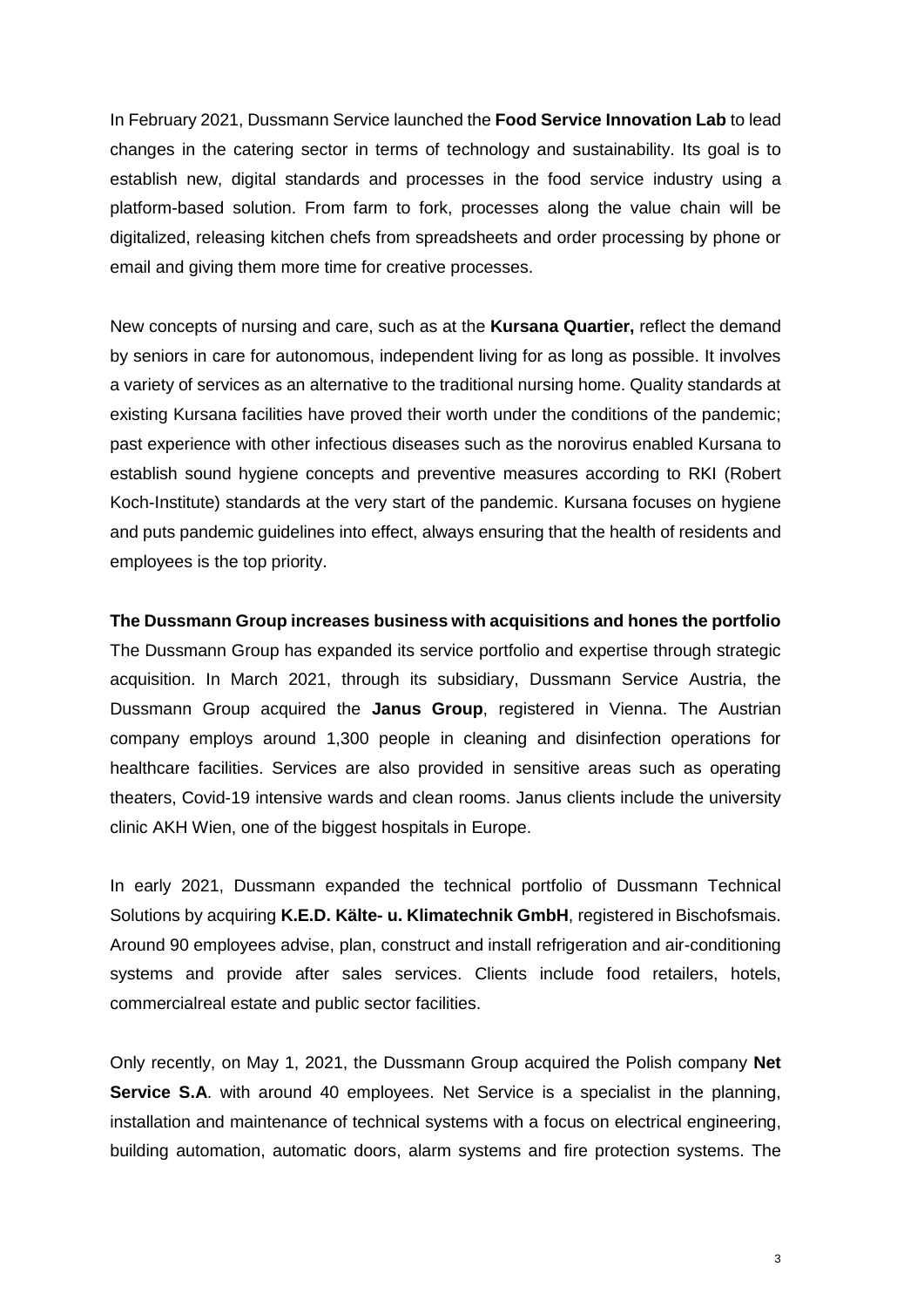In February 2021, Dussmann Service launched the **Food Service Innovation Lab** to lead changes in the catering sector in terms of technology and sustainability. Its goal is to establish new, digital standards and processes in the food service industry using a platform-based solution. From farm to fork, processes along the value chain will be digitalized, releasing kitchen chefs from spreadsheets and order processing by phone or email and giving them more time for creative processes.

New concepts of nursing and care, such as at the **Kursana Quartier,** reflect the demand by seniors in care for autonomous, independent living for as long as possible. It involves a variety of services as an alternative to the traditional nursing home. Quality standards at existing Kursana facilities have proved their worth under the conditions of the pandemic; past experience with other infectious diseases such as the norovirus enabled Kursana to establish sound hygiene concepts and preventive measures according to RKI (Robert Koch-Institute) standards at the very start of the pandemic. Kursana focuses on hygiene and puts pandemic guidelines into effect, always ensuring that the health of residents and employees is the top priority.

**The Dussmann Group increases business with acquisitions and hones the portfolio**

The Dussmann Group has expanded its service portfolio and expertise through strategic acquisition. In March 2021, through its subsidiary, Dussmann Service Austria, the Dussmann Group acquired the **Janus Group**, registered in Vienna. The Austrian company employs around 1,300 people in cleaning and disinfection operations for healthcare facilities. Services are also provided in sensitive areas such as operating theaters, Covid-19 intensive wards and clean rooms. Janus clients include the university clinic AKH Wien, one of the biggest hospitals in Europe.

In early 2021, Dussmann expanded the technical portfolio of Dussmann Technical Solutions by acquiring **K.E.D. Kälte- u. Klimatechnik GmbH**, registered in Bischofsmais. Around 90 employees advise, plan, construct and install refrigeration and air-conditioning systems and provide after sales services. Clients include food retailers, hotels, commercialreal estate and public sector facilities.

Only recently, on May 1, 2021, the Dussmann Group acquired the Polish company **Net Service S.A**. with around 40 employees. Net Service is a specialist in the planning, installation and maintenance of technical systems with a focus on electrical engineering, building automation, automatic doors, alarm systems and fire protection systems. The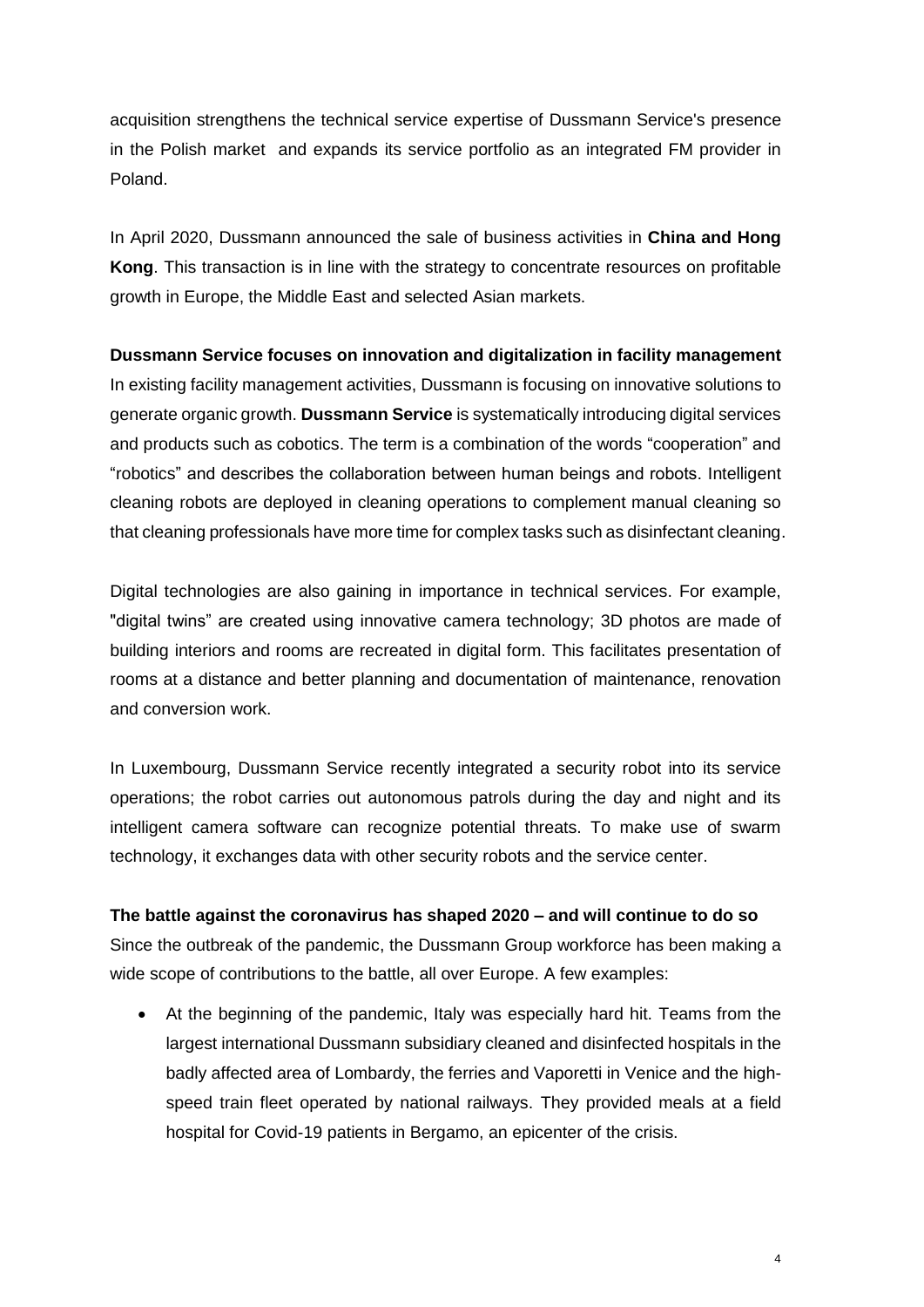acquisition strengthens the technical service expertise of Dussmann Service's presence in the Polish market and expands its service portfolio as an integrated FM provider in Poland.

In April 2020, Dussmann announced the sale of business activities in **China and Hong Kong**. This transaction is in line with the strategy to concentrate resources on profitable growth in Europe, the Middle East and selected Asian markets.

**Dussmann Service focuses on innovation and digitalization in facility management**

In existing facility management activities, Dussmann is focusing on innovative solutions to generate organic growth. **Dussmann Service** is systematically introducing digital services and products such as cobotics. The term is a combination of the words "cooperation" and "robotics" and describes the collaboration between human beings and robots. Intelligent cleaning robots are deployed in cleaning operations to complement manual cleaning so that cleaning professionals have more time for complex tasks such as disinfectant cleaning.

Digital technologies are also gaining in importance in technical services. For example, "digital twins" are created using innovative camera technology; 3D photos are made of building interiors and rooms are recreated in digital form. This facilitates presentation of rooms at a distance and better planning and documentation of maintenance, renovation and conversion work.

In Luxembourg, Dussmann Service recently integrated a security robot into its service operations; the robot carries out autonomous patrols during the day and night and its intelligent camera software can recognize potential threats. To make use of swarm technology, it exchanges data with other security robots and the service center.

**The battle against the coronavirus has shaped 2020 – and will continue to do so**

Since the outbreak of the pandemic, the Dussmann Group workforce has been making a wide scope of contributions to the battle, all over Europe. A few examples:

- At the beginning of the pandemic, Italy was especially hard hit. Teams from the largest international Dussmann subsidiary cleaned and disinfected hospitals in the badly affected area of Lombardy, the ferries and Vaporetti in Venice and the high-speed train fleet operated by national railways. They provided meals at a field hospital for Covid-19 patients in Bergamo, an epicenter of the crisis.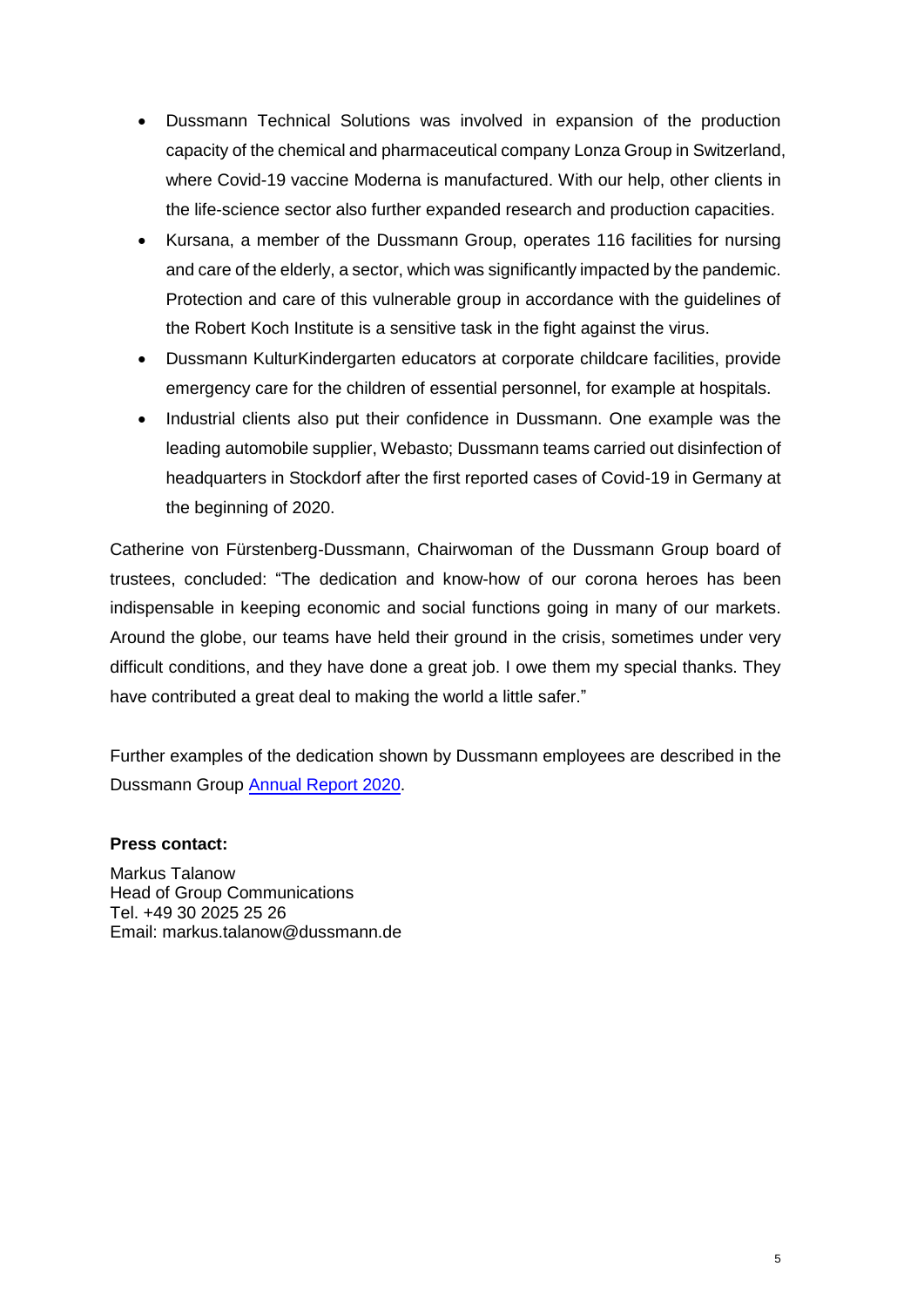- Dussmann Technical Solutions was involved in expansion of the production capacity of the chemical and pharmaceutical company Lonza Group in Switzerland, where Covid-19 vaccine Moderna is manufactured. With our help, other clients in the life-science sector also further expanded research and production capacities.
- Kursana, a member of the Dussmann Group, operates 116 facilities for nursing and care of the elderly, a sector, which was significantly impacted by the pandemic. Protection and care of this vulnerable group in accordance with the guidelines of the Robert Koch Institute is a sensitive task in the fight against the virus.
- Dussmann KulturKindergarten educators at corporate childcare facilities, provide emergency care for the children of essential personnel, for example at hospitals.
- Industrial clients also put their confidence in Dussmann. One example was the leading automobile supplier, Webasto; Dussmann teams carried out disinfection of headquarters in Stockdorf after the first reported cases of Covid-19 in Germany at the beginning of 2020.

Catherine von Fürstenberg-Dussmann, Chairwoman of the Dussmann Group board of trustees, concluded: "The dedication and know-how of our corona heroes has been indispensable in keeping economic and social functions going in many of our markets. Around the globe, our teams have held their ground in the crisis, sometimes under very difficult conditions, and they have done a great job. I owe them my special thanks. They have contributed a great deal to making the world a little safer."

Further examples of the dedication shown by Dussmann employees are described in the Dussmann Group Annual Report 2020.

**Press contact:**

Markus Talanow
Head of Group Communications
Tel. +49 30 2025 25 26
Email: markus.talanow@dussmann.de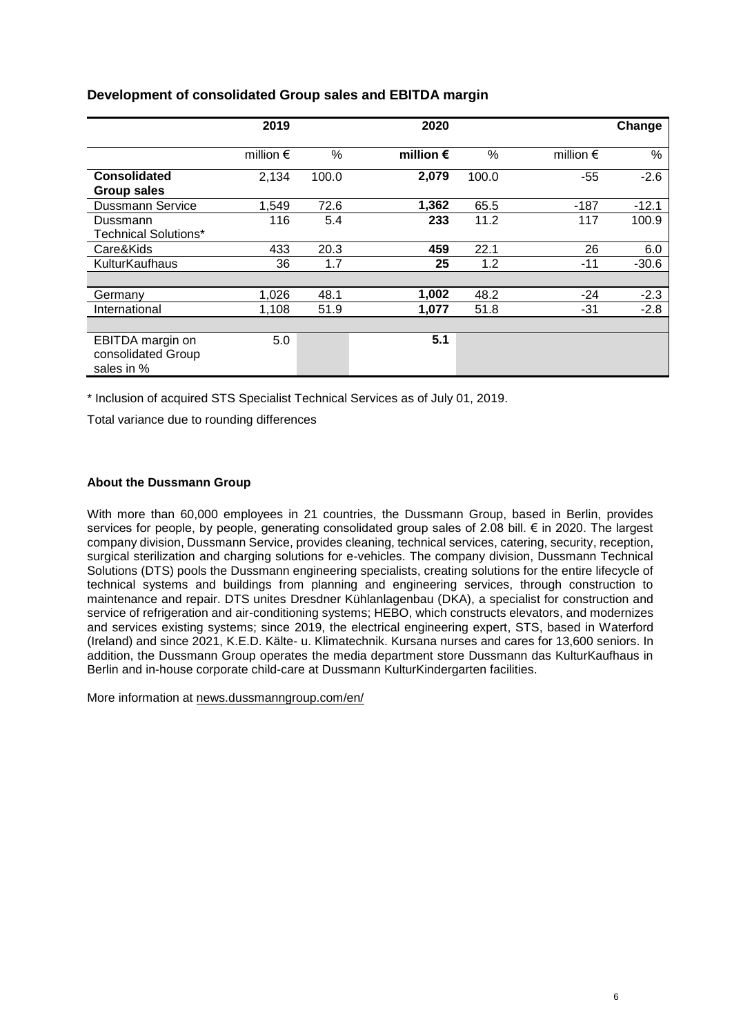### Development of consolidated Group sales and EBITDA margin

| | 2019 | | 2020 | | Change | |
|---|---|---|---|---|---|---|
| | million € | % | **million €** | % | million € | % |
| **Consolidated Group sales** | 2,134 | 100.0 | **2,079** | 100.0 | -55 | -2.6 |
| Dussmann Service | 1,549 | 72.6 | **1,362** | 65.5 | -187 | -12.1 |
| Dussmann Technical Solutions* | 116 | 5.4 | **233** | 11.2 | 117 | 100.9 |
| Care&Kids | 433 | 20.3 | **459** | 22.1 | 26 | 6.0 |
| KulturKaufhaus | 36 | 1.7 | **25** | 1.2 | -11 | -30.6 |
| | | | | | | |
| Germany | 1,026 | 48.1 | **1,002** | 48.2 | -24 | -2.3 |
| International | 1,108 | 51.9 | **1,077** | 51.8 | -31 | -2.8 |
| | | | | | | |
| EBITDA margin on consolidated Group sales in % | 5.0 | | **5.1** | | | |

\* Inclusion of acquired STS Specialist Technical Services as of July 01, 2019.

Total variance due to rounding differences

**About the Dussmann Group**

With more than 60,000 employees in 21 countries, the Dussmann Group, based in Berlin, provides services for people, by people, generating consolidated group sales of 2.08 bill. € in 2020. The largest company division, Dussmann Service, provides cleaning, technical services, catering, security, reception, surgical sterilization and charging solutions for e-vehicles. The company division, Dussmann Technical Solutions (DTS) pools the Dussmann engineering specialists, creating solutions for the entire lifecycle of technical systems and buildings from planning and engineering services, through construction to maintenance and repair. DTS unites Dresdner Kühlanlagenbau (DKA), a specialist for construction and service of refrigeration and air-conditioning systems; HEBO, which constructs elevators, and modernizes and services existing systems; since 2019, the electrical engineering expert, STS, based in Waterford (Ireland) and since 2021, K.E.D. Kälte- u. Klimatechnik. Kursana nurses and cares for 13,600 seniors. In addition, the Dussmann Group operates the media department store Dussmann das KulturKaufhaus in Berlin and in-house corporate child-care at Dussmann KulturKindergarten facilities.

More information at news.dussmanngroup.com/en/